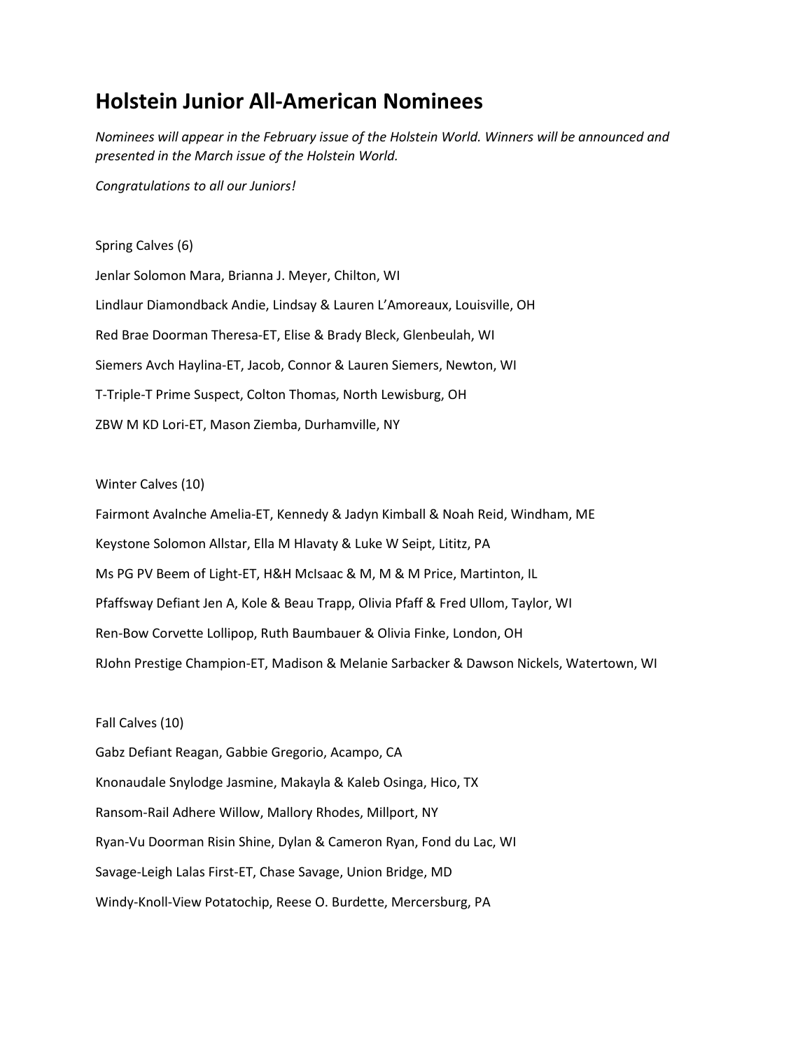# Holstein Junior All-American Nominees

*Nominees will appear in the February issue of the Holstein World. Winners will be announced and presented in the March issue of the Holstein World.*

*Congratulations to all our Juniors!*

Spring Calves (6)

Jenlar Solomon Mara, Brianna J. Meyer, Chilton, WI

Lindlaur Diamondback Andie, Lindsay & Lauren L'Amoreaux, Louisville, OH

Red Brae Doorman Theresa-ET, Elise & Brady Bleck, Glenbeulah, WI

Siemers Avch Haylina-ET, Jacob, Connor & Lauren Siemers, Newton, WI

T-Triple-T Prime Suspect, Colton Thomas, North Lewisburg, OH

ZBW M KD Lori-ET, Mason Ziemba, Durhamville, NY

Winter Calves (10)

Fairmont Avalnche Amelia-ET, Kennedy & Jadyn Kimball & Noah Reid, Windham, ME

Keystone Solomon Allstar, Ella M Hlavaty & Luke W Seipt, Lititz, PA

Ms PG PV Beem of Light-ET, H&H McIsaac & M, M & M Price, Martinton, IL

Pfaffsway Defiant Jen A, Kole & Beau Trapp, Olivia Pfaff & Fred Ullom, Taylor, WI

Ren-Bow Corvette Lollipop, Ruth Baumbauer & Olivia Finke, London, OH

RJohn Prestige Champion-ET, Madison & Melanie Sarbacker & Dawson Nickels, Watertown, WI

Fall Calves (10)

Gabz Defiant Reagan, Gabbie Gregorio, Acampo, CA

Knonaudale Snylodge Jasmine, Makayla & Kaleb Osinga, Hico, TX

Ransom-Rail Adhere Willow, Mallory Rhodes, Millport, NY

Ryan-Vu Doorman Risin Shine, Dylan & Cameron Ryan, Fond du Lac, WI

Savage-Leigh Lalas First-ET, Chase Savage, Union Bridge, MD

Windy-Knoll-View Potatochip, Reese O. Burdette, Mercersburg, PA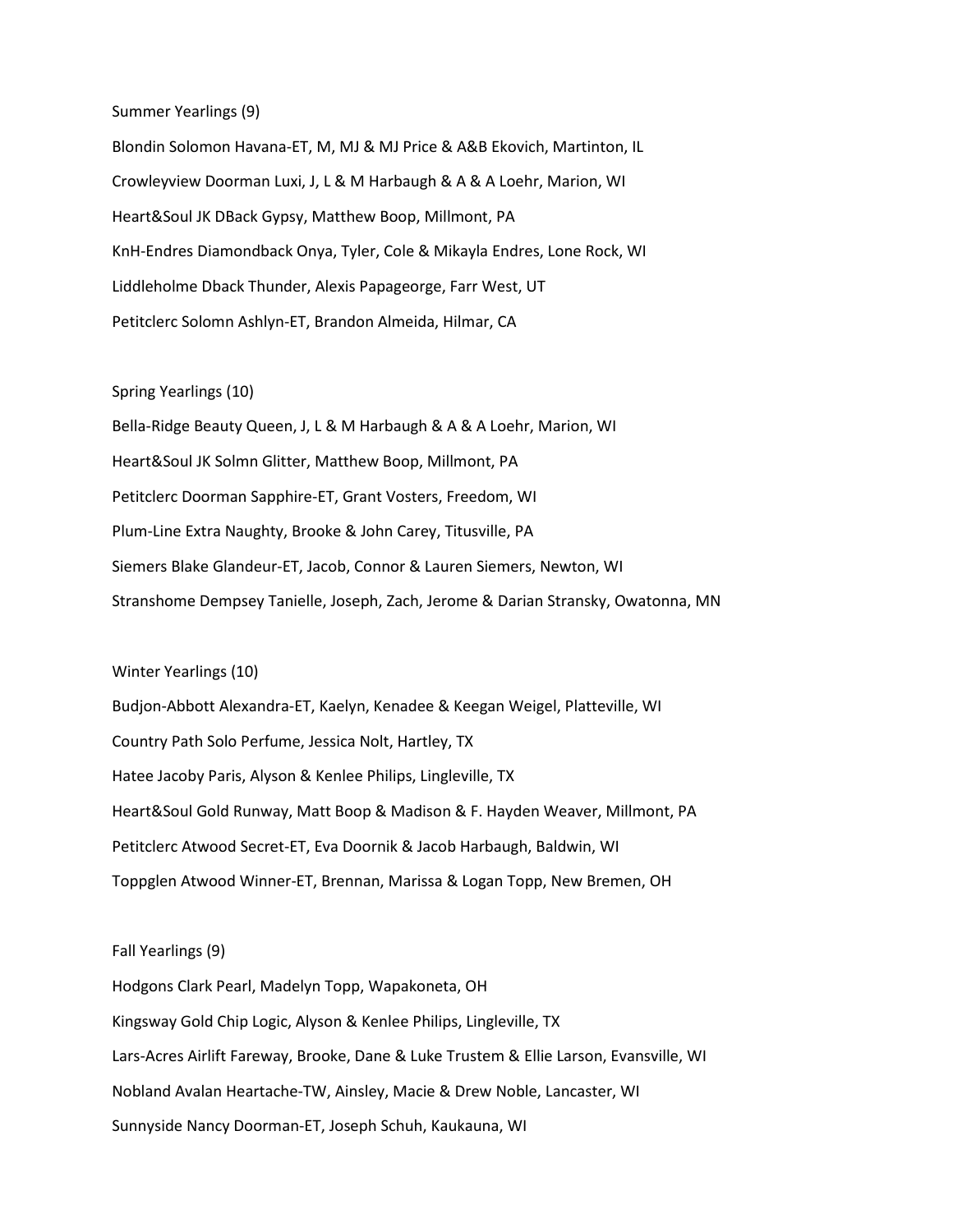Summer Yearlings (9)

Blondin Solomon Havana-ET, M, MJ & MJ Price & A&B Ekovich, Martinton, IL

Crowleyview Doorman Luxi, J, L & M Harbaugh & A & A Loehr, Marion, WI

Heart&Soul JK DBack Gypsy, Matthew Boop, Millmont, PA

KnH-Endres Diamondback Onya, Tyler, Cole & Mikayla Endres, Lone Rock, WI

Liddleholme Dback Thunder, Alexis Papageorge, Farr West, UT

Petitclerc Solomn Ashlyn-ET, Brandon Almeida, Hilmar, CA

Spring Yearlings (10)

Bella-Ridge Beauty Queen, J, L & M Harbaugh & A & A Loehr, Marion, WI

Heart&Soul JK Solmn Glitter, Matthew Boop, Millmont, PA

Petitclerc Doorman Sapphire-ET, Grant Vosters, Freedom, WI

Plum-Line Extra Naughty, Brooke & John Carey, Titusville, PA

Siemers Blake Glandeur-ET, Jacob, Connor & Lauren Siemers, Newton, WI

Stranshome Dempsey Tanielle, Joseph, Zach, Jerome & Darian Stransky, Owatonna, MN

Winter Yearlings (10)

Budjon-Abbott Alexandra-ET, Kaelyn, Kenadee & Keegan Weigel, Platteville, WI

Country Path Solo Perfume, Jessica Nolt, Hartley, TX

Hatee Jacoby Paris, Alyson & Kenlee Philips, Lingleville, TX

Heart&Soul Gold Runway, Matt Boop & Madison & F. Hayden Weaver, Millmont, PA

Petitclerc Atwood Secret-ET, Eva Doornik & Jacob Harbaugh, Baldwin, WI

Toppglen Atwood Winner-ET, Brennan, Marissa & Logan Topp, New Bremen, OH

Fall Yearlings (9)

Hodgons Clark Pearl, Madelyn Topp, Wapakoneta, OH

Kingsway Gold Chip Logic, Alyson & Kenlee Philips, Lingleville, TX

Lars-Acres Airlift Fareway, Brooke, Dane & Luke Trustem & Ellie Larson, Evansville, WI

Nobland Avalan Heartache-TW, Ainsley, Macie & Drew Noble, Lancaster, WI

Sunnyside Nancy Doorman-ET, Joseph Schuh, Kaukauna, WI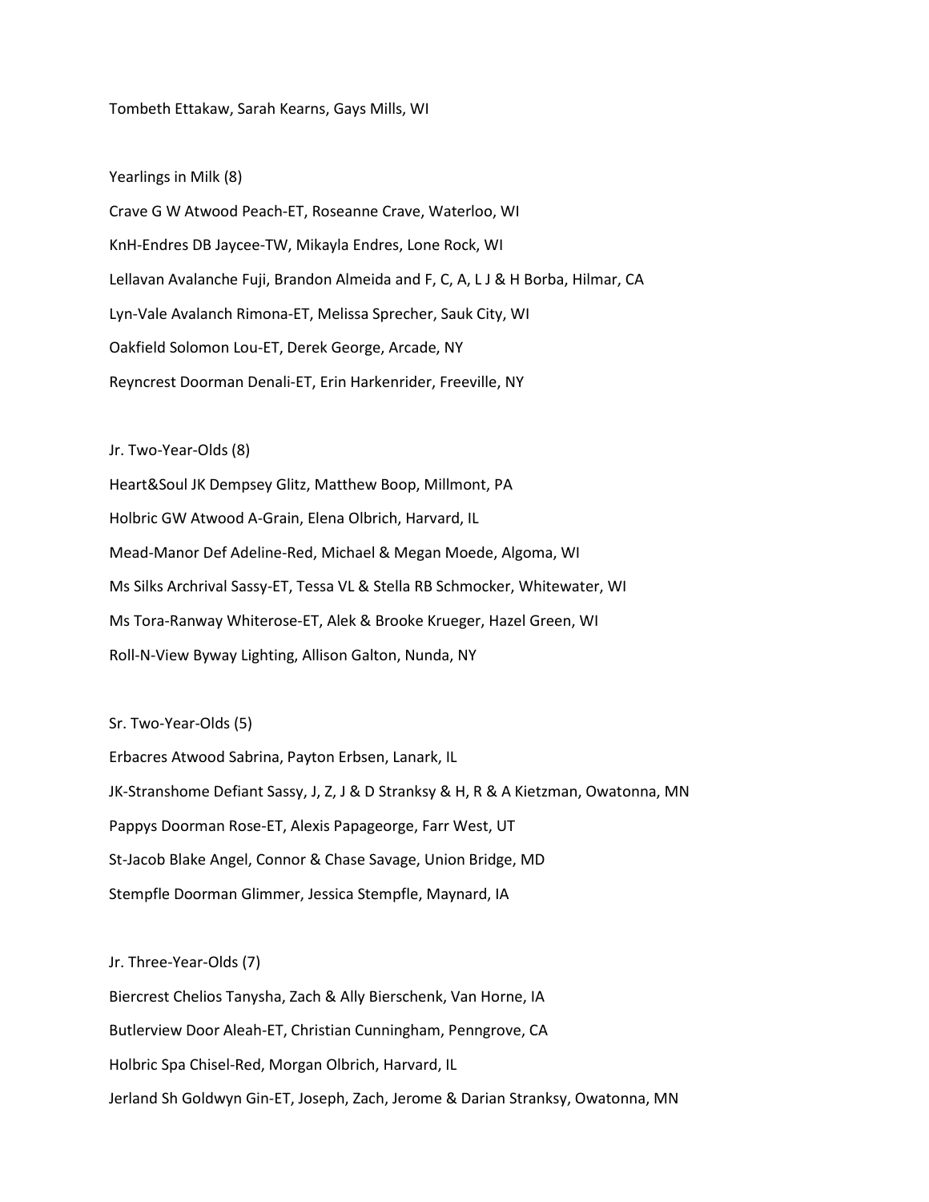Tombeth Ettakaw, Sarah Kearns, Gays Mills, WI

Yearlings in Milk (8)

Crave G W Atwood Peach-ET, Roseanne Crave, Waterloo, WI

KnH-Endres DB Jaycee-TW, Mikayla Endres, Lone Rock, WI

Lellavan Avalanche Fuji, Brandon Almeida and F, C, A, L J & H Borba, Hilmar, CA

Lyn-Vale Avalanch Rimona-ET, Melissa Sprecher, Sauk City, WI

Oakfield Solomon Lou-ET, Derek George, Arcade, NY

Reyncrest Doorman Denali-ET, Erin Harkenrider, Freeville, NY

Jr. Two-Year-Olds (8)

Heart&Soul JK Dempsey Glitz, Matthew Boop, Millmont, PA

Holbric GW Atwood A-Grain, Elena Olbrich, Harvard, IL

Mead-Manor Def Adeline-Red, Michael & Megan Moede, Algoma, WI

Ms Silks Archrival Sassy-ET, Tessa VL & Stella RB Schmocker, Whitewater, WI

Ms Tora-Ranway Whiterose-ET, Alek & Brooke Krueger, Hazel Green, WI

Roll-N-View Byway Lighting, Allison Galton, Nunda, NY

Sr. Two-Year-Olds (5)

Erbacres Atwood Sabrina, Payton Erbsen, Lanark, IL

JK-Stranshome Defiant Sassy, J, Z, J & D Stranksy & H, R & A Kietzman, Owatonna, MN

Pappys Doorman Rose-ET, Alexis Papageorge, Farr West, UT

St-Jacob Blake Angel, Connor & Chase Savage, Union Bridge, MD

Stempfle Doorman Glimmer, Jessica Stempfle, Maynard, IA

Jr. Three-Year-Olds (7)

Biercrest Chelios Tanysha, Zach & Ally Bierschenk, Van Horne, IA

Butlerview Door Aleah-ET, Christian Cunningham, Penngrove, CA

Holbric Spa Chisel-Red, Morgan Olbrich, Harvard, IL

Jerland Sh Goldwyn Gin-ET, Joseph, Zach, Jerome & Darian Stranksy, Owatonna, MN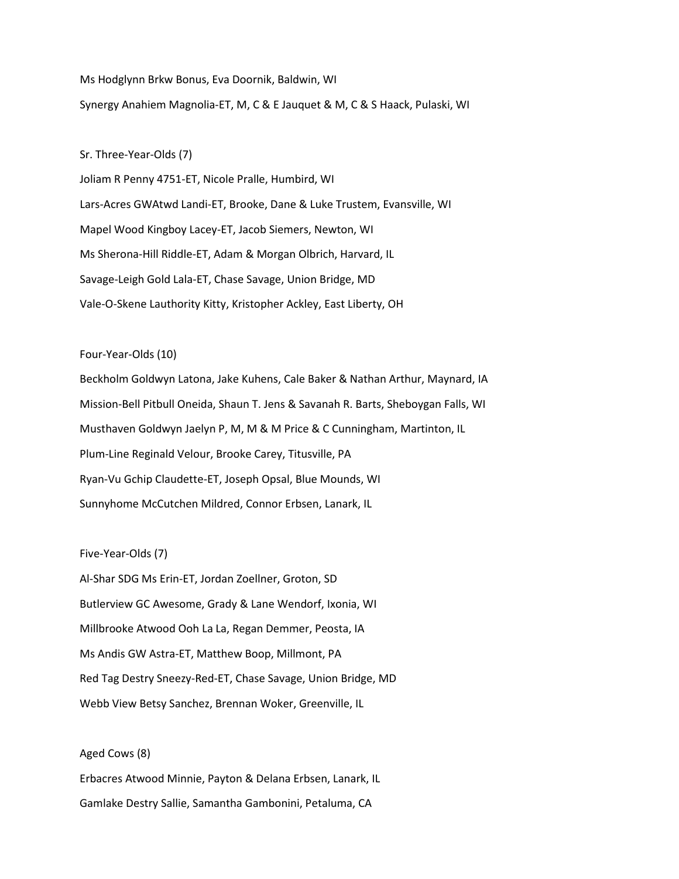Ms Hodglynn Brkw Bonus, Eva Doornik, Baldwin, WI

Synergy Anahiem Magnolia-ET, M, C & E Jauquet & M, C & S Haack, Pulaski, WI

Sr. Three-Year-Olds (7)

Joliam R Penny 4751-ET, Nicole Pralle, Humbird, WI

Lars-Acres GWAtwd Landi-ET, Brooke, Dane & Luke Trustem, Evansville, WI

Mapel Wood Kingboy Lacey-ET, Jacob Siemers, Newton, WI

Ms Sherona-Hill Riddle-ET, Adam & Morgan Olbrich, Harvard, IL

Savage-Leigh Gold Lala-ET, Chase Savage, Union Bridge, MD

Vale-O-Skene Lauthority Kitty, Kristopher Ackley, East Liberty, OH

Four-Year-Olds (10)

Beckholm Goldwyn Latona, Jake Kuhens, Cale Baker & Nathan Arthur, Maynard, IA

Mission-Bell Pitbull Oneida, Shaun T. Jens & Savanah R. Barts, Sheboygan Falls, WI

Musthaven Goldwyn Jaelyn P, M, M & M Price & C Cunningham, Martinton, IL

Plum-Line Reginald Velour, Brooke Carey, Titusville, PA

Ryan-Vu Gchip Claudette-ET, Joseph Opsal, Blue Mounds, WI

Sunnyhome McCutchen Mildred, Connor Erbsen, Lanark, IL

Five-Year-Olds (7)

Al-Shar SDG Ms Erin-ET, Jordan Zoellner, Groton, SD

Butlerview GC Awesome, Grady & Lane Wendorf, Ixonia, WI

Millbrooke Atwood Ooh La La, Regan Demmer, Peosta, IA

Ms Andis GW Astra-ET, Matthew Boop, Millmont, PA

Red Tag Destry Sneezy-Red-ET, Chase Savage, Union Bridge, MD

Webb View Betsy Sanchez, Brennan Woker, Greenville, IL

Aged Cows (8)

Erbacres Atwood Minnie, Payton & Delana Erbsen, Lanark, IL

Gamlake Destry Sallie, Samantha Gambonini, Petaluma, CA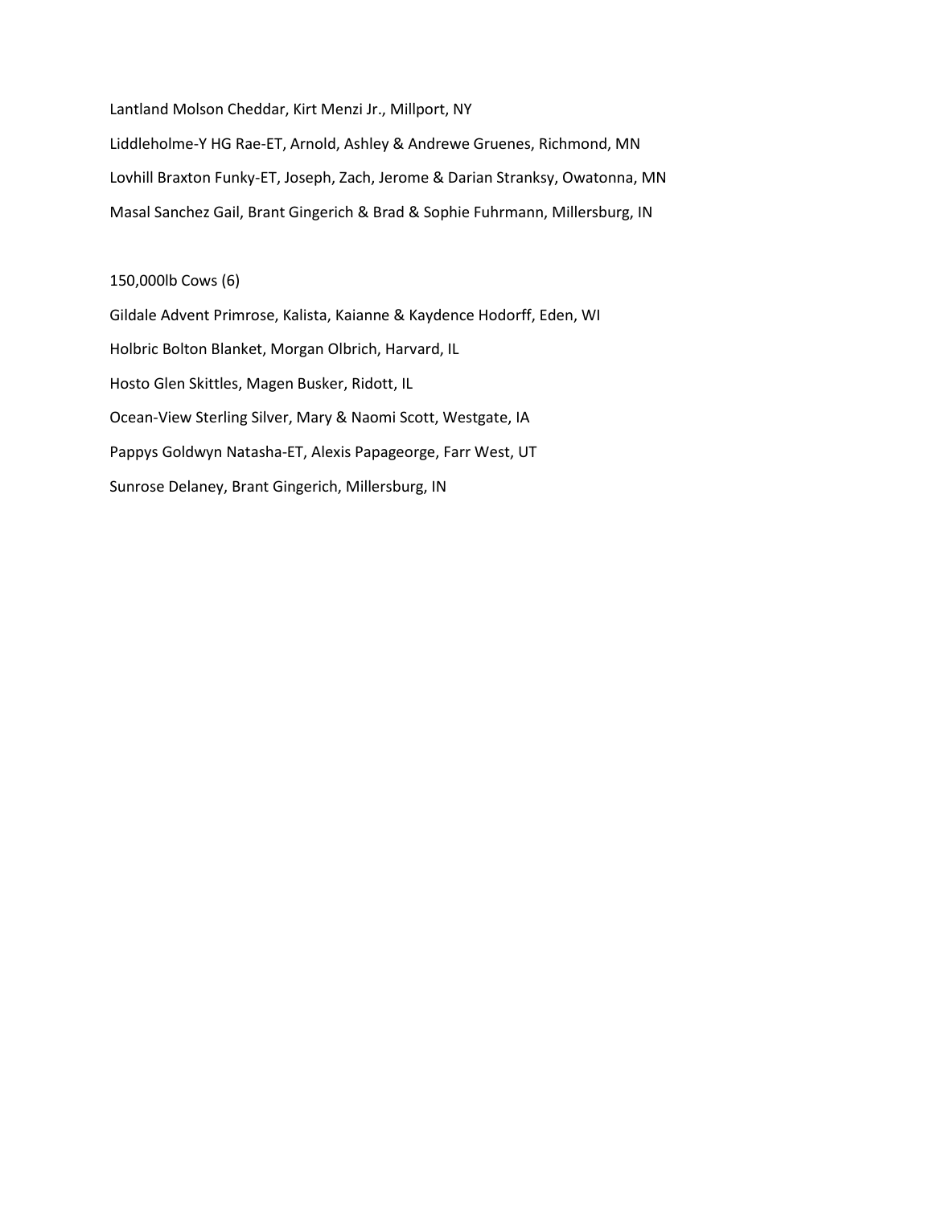Lantland Molson Cheddar, Kirt Menzi Jr., Millport, NY

Liddleholme-Y HG Rae-ET, Arnold, Ashley & Andrewe Gruenes, Richmond, MN

Lovhill Braxton Funky-ET, Joseph, Zach, Jerome & Darian Stranksy, Owatonna, MN

Masal Sanchez Gail, Brant Gingerich & Brad & Sophie Fuhrmann, Millersburg, IN

150,000lb Cows (6)

Gildale Advent Primrose, Kalista, Kaianne & Kaydence Hodorff, Eden, WI

Holbric Bolton Blanket, Morgan Olbrich, Harvard, IL

Hosto Glen Skittles, Magen Busker, Ridott, IL

Ocean-View Sterling Silver, Mary & Naomi Scott, Westgate, IA

Pappys Goldwyn Natasha-ET, Alexis Papageorge, Farr West, UT

Sunrose Delaney, Brant Gingerich, Millersburg, IN